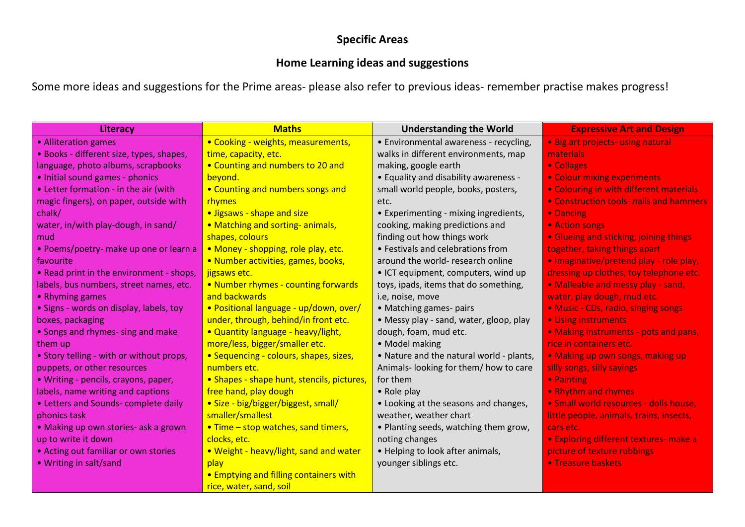## Specific Areas

## Home Learning ideas and suggestions

Some more ideas and suggestions for the Prime areas- please also refer to previous ideas- remember practise makes progress!

| Literacy | Maths | Understanding the World | Expressive Art and Design |
|---|---|---|---|
| • Alliteration games<br>• Books - different size, types, shapes, language, photo albums, scrapbooks<br>• Initial sound games - phonics<br>• Letter formation - in the air (with magic fingers), on paper, outside with chalk/ water, in/with play-dough, in sand/ mud<br>• Poems/poetry- make up one or learn a favourite<br>• Read print in the environment - shops, labels, bus numbers, street names, etc.<br>• Rhyming games<br>• Signs - words on display, labels, toy boxes, packaging<br>• Songs and rhymes- sing and make them up<br>• Story telling - with or without props, puppets, or other resources<br>• Writing - pencils, crayons, paper, labels, name writing and captions<br>• Letters and Sounds- complete daily phonics task<br>• Making up own stories- ask a grown up to write it down<br>• Acting out familiar or own stories<br>• Writing in salt/sand | • Cooking - weights, measurements, time, capacity, etc.<br>• Counting and numbers to 20 and beyond.<br>• Counting and numbers songs and rhymes<br>• Jigsaws - shape and size<br>• Matching and sorting- animals, shapes, colours<br>• Money - shopping, role play, etc.<br>• Number activities, games, books, jigsaws etc.<br>• Number rhymes - counting forwards and backwards<br>• Positional language - up/down, over/ under, through, behind/in front etc.<br>• Quantity language - heavy/light, more/less, bigger/smaller etc.<br>• Sequencing - colours, shapes, sizes, numbers etc.<br>• Shapes - shape hunt, stencils, pictures, free hand, play dough<br>• Size - big/bigger/biggest, small/ smaller/smallest<br>• Time – stop watches, sand timers, clocks, etc.<br>• Weight - heavy/light, sand and water play<br>• Emptying and filling containers with rice, water, sand, soil | • Environmental awareness - recycling, walks in different environments, map making, google earth<br>• Equality and disability awareness - small world people, books, posters, etc.<br>• Experimenting - mixing ingredients, cooking, making predictions and finding out how things work<br>• Festivals and celebrations from around the world- research online<br>• ICT equipment, computers, wind up toys, ipads, items that do something, i.e, noise, move<br>• Matching games- pairs<br>• Messy play - sand, water, gloop, play dough, foam, mud etc.<br>• Model making<br>• Nature and the natural world - plants, Animals- looking for them/ how to care for them<br>• Role play<br>• Looking at the seasons and changes, weather, weather chart<br>• Planting seeds, watching them grow, noting changes<br>• Helping to look after animals, younger siblings etc. | • Big art projects- using natural materials<br>• Collages<br>• Colour mixing experiments<br>• Colouring in with different materials<br>• Construction tools- nails and hammers<br>• Dancing<br>• Action songs<br>• Glueing and sticking, joining things together, taking things apart<br>• Imaginative/pretend play - role play, dressing up clothes, toy telephone etc.<br>• Malleable and messy play - sand, water, play dough, mud etc.<br>• Music - CDs, radio, singing songs<br>• Using instruments<br>• Making instruments - pots and pans, rice in containers etc.<br>• Making up own songs, making up silly songs, silly sayings<br>• Painting<br>• Rhythm and rhymes<br>• Small world resources - dolls house, little people, animals, trains, insects, cars etc.<br>• Exploring different textures- make a picture of texture rubbings<br>• Treasure baskets |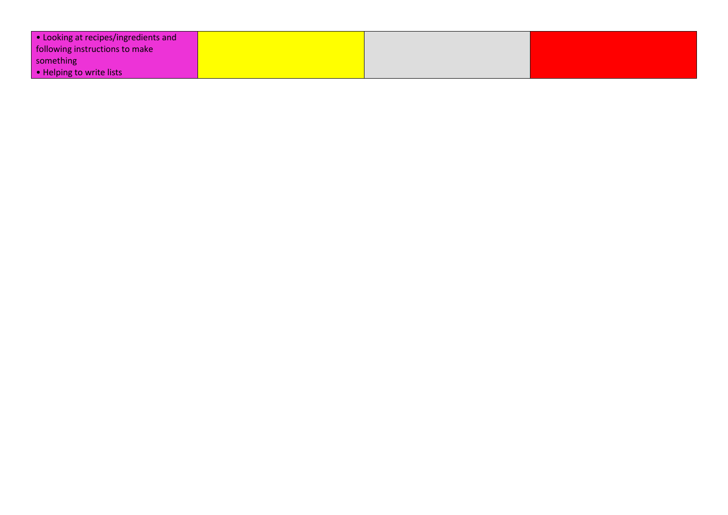| | | | |
|---|---|---|---|
| • Looking at recipes/ingredients and following instructions to make something<br>• Helping to write lists | | | |